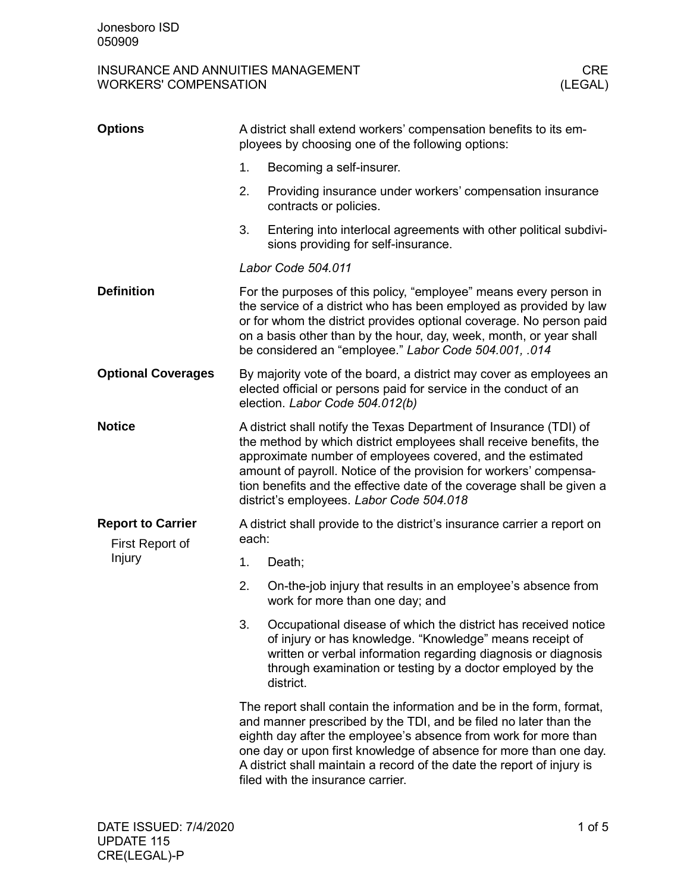## Options

A district shall extend workers' compensation benefits to its employees by choosing one of the following options:

1. Becoming a self-insurer.
2. Providing insurance under workers' compensation insurance contracts or policies.
3. Entering into interlocal agreements with other political subdivisions providing for self-insurance.

*Labor Code 504.011*

## Definition

For the purposes of this policy, "employee" means every person in the service of a district who has been employed as provided by law or for whom the district provides optional coverage. No person paid on a basis other than by the hour, day, week, month, or year shall be considered an "employee." *Labor Code 504.001, .014*

## Optional Coverages

By majority vote of the board, a district may cover as employees an elected official or persons paid for service in the conduct of an election. *Labor Code 504.012(b)*

## Notice

A district shall notify the Texas Department of Insurance (TDI) of the method by which district employees shall receive benefits, the approximate number of employees covered, and the estimated amount of payroll. Notice of the provision for workers' compensation benefits and the effective date of the coverage shall be given a district's employees. *Labor Code 504.018*

## Report to Carrier

### First Report of Injury

A district shall provide to the district's insurance carrier a report on each:

1. Death;
2. On-the-job injury that results in an employee's absence from work for more than one day; and
3. Occupational disease of which the district has received notice of injury or has knowledge. "Knowledge" means receipt of written or verbal information regarding diagnosis or diagnosis through examination or testing by a doctor employed by the district.

The report shall contain the information and be in the form, format, and manner prescribed by the TDI, and be filed no later than the eighth day after the employee's absence from work for more than one day or upon first knowledge of absence for more than one day. A district shall maintain a record of the date the report of injury is filed with the insurance carrier.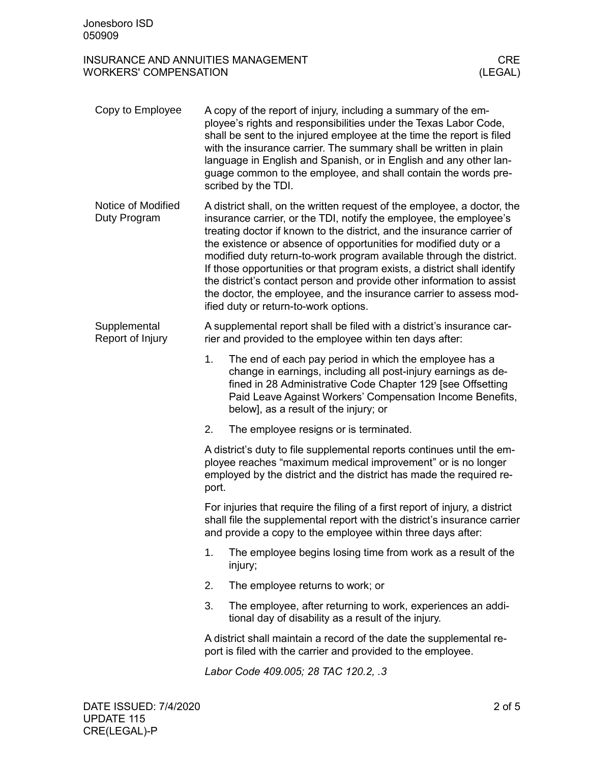#### Copy to Employee

A copy of the report of injury, including a summary of the employee's rights and responsibilities under the Texas Labor Code, shall be sent to the injured employee at the time the report is filed with the insurance carrier. The summary shall be written in plain language in English and Spanish, or in English and any other language common to the employee, and shall contain the words prescribed by the TDI.

#### Notice of Modified Duty Program

A district shall, on the written request of the employee, a doctor, the insurance carrier, or the TDI, notify the employee, the employee's treating doctor if known to the district, and the insurance carrier of the existence or absence of opportunities for modified duty or a modified duty return-to-work program available through the district. If those opportunities or that program exists, a district shall identify the district's contact person and provide other information to assist the doctor, the employee, and the insurance carrier to assess modified duty or return-to-work options.

#### Supplemental Report of Injury

A supplemental report shall be filed with a district's insurance carrier and provided to the employee within ten days after:

1. The end of each pay period in which the employee has a change in earnings, including all post-injury earnings as defined in 28 Administrative Code Chapter 129 [see Offsetting Paid Leave Against Workers' Compensation Income Benefits, below], as a result of the injury; or
2. The employee resigns or is terminated.

A district's duty to file supplemental reports continues until the employee reaches "maximum medical improvement" or is no longer employed by the district and the district has made the required report.

For injuries that require the filing of a first report of injury, a district shall file the supplemental report with the district's insurance carrier and provide a copy to the employee within three days after:

1. The employee begins losing time from work as a result of the injury;
2. The employee returns to work; or
3. The employee, after returning to work, experiences an additional day of disability as a result of the injury.

A district shall maintain a record of the date the supplemental report is filed with the carrier and provided to the employee.

*Labor Code 409.005; 28 TAC 120.2, .3*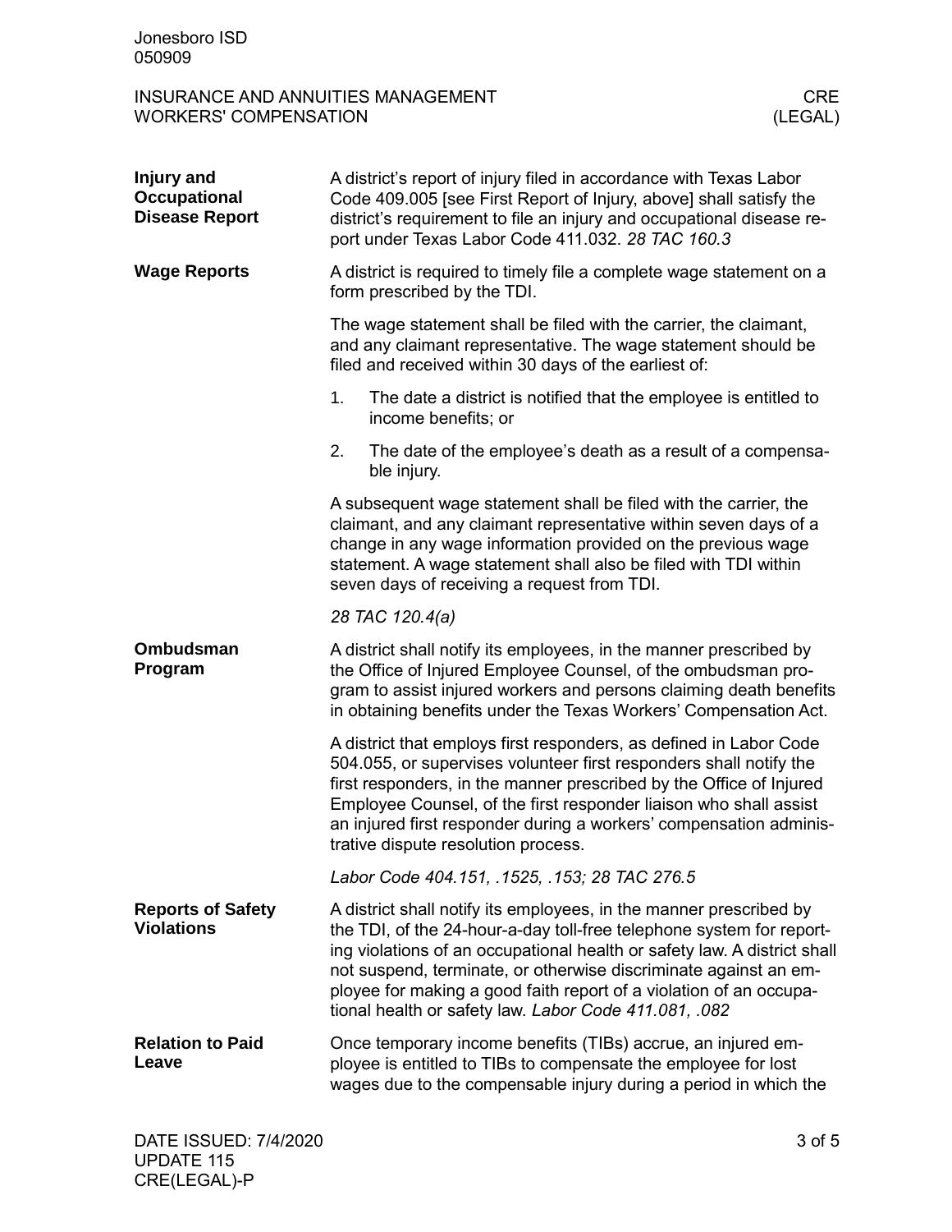## Injury and Occupational Disease Report

A district's report of injury filed in accordance with Texas Labor Code 409.005 [see First Report of Injury, above] shall satisfy the district's requirement to file an injury and occupational disease report under Texas Labor Code 411.032. *28 TAC 160.3*

## Wage Reports

A district is required to timely file a complete wage statement on a form prescribed by the TDI.

The wage statement shall be filed with the carrier, the claimant, and any claimant representative. The wage statement should be filed and received within 30 days of the earliest of:

1. The date a district is notified that the employee is entitled to income benefits; or
2. The date of the employee's death as a result of a compensable injury.

A subsequent wage statement shall be filed with the carrier, the claimant, and any claimant representative within seven days of a change in any wage information provided on the previous wage statement. A wage statement shall also be filed with TDI within seven days of receiving a request from TDI.

*28 TAC 120.4(a)*

## Ombudsman Program

A district shall notify its employees, in the manner prescribed by the Office of Injured Employee Counsel, of the ombudsman program to assist injured workers and persons claiming death benefits in obtaining benefits under the Texas Workers' Compensation Act.

A district that employs first responders, as defined in Labor Code 504.055, or supervises volunteer first responders shall notify the first responders, in the manner prescribed by the Office of Injured Employee Counsel, of the first responder liaison who shall assist an injured first responder during a workers' compensation administrative dispute resolution process.

*Labor Code 404.151, .1525, .153; 28 TAC 276.5*

## Reports of Safety Violations

A district shall notify its employees, in the manner prescribed by the TDI, of the 24-hour-a-day toll-free telephone system for reporting violations of an occupational health or safety law. A district shall not suspend, terminate, or otherwise discriminate against an employee for making a good faith report of a violation of an occupational health or safety law. *Labor Code 411.081, .082*

## Relation to Paid Leave

Once temporary income benefits (TIBs) accrue, an injured employee is entitled to TIBs to compensate the employee for lost wages due to the compensable injury during a period in which the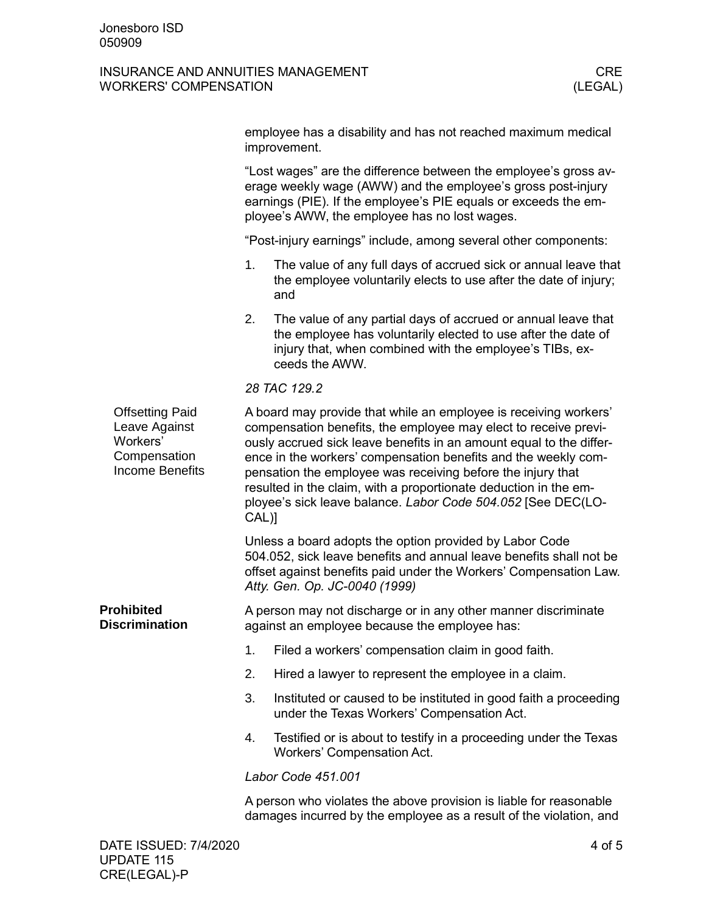employee has a disability and has not reached maximum medical improvement.

"Lost wages" are the difference between the employee's gross average weekly wage (AWW) and the employee's gross post-injury earnings (PIE). If the employee's PIE equals or exceeds the employee's AWW, the employee has no lost wages.

"Post-injury earnings" include, among several other components:

1. The value of any full days of accrued sick or annual leave that the employee voluntarily elects to use after the date of injury; and
2. The value of any partial days of accrued or annual leave that the employee has voluntarily elected to use after the date of injury that, when combined with the employee's TIBs, exceeds the AWW.

*28 TAC 129.2*

### Offsetting Paid Leave Against Workers' Compensation Income Benefits

A board may provide that while an employee is receiving workers' compensation benefits, the employee may elect to receive previously accrued sick leave benefits in an amount equal to the difference in the workers' compensation benefits and the weekly compensation the employee was receiving before the injury that resulted in the claim, with a proportionate deduction in the employee's sick leave balance. *Labor Code 504.052* [See DEC(LOCAL)]

Unless a board adopts the option provided by Labor Code 504.052, sick leave benefits and annual leave benefits shall not be offset against benefits paid under the Workers' Compensation Law. *Atty. Gen. Op. JC-0040 (1999)*

## Prohibited Discrimination

A person may not discharge or in any other manner discriminate against an employee because the employee has:

1. Filed a workers' compensation claim in good faith.
2. Hired a lawyer to represent the employee in a claim.
3. Instituted or caused to be instituted in good faith a proceeding under the Texas Workers' Compensation Act.
4. Testified or is about to testify in a proceeding under the Texas Workers' Compensation Act.

*Labor Code 451.001*

A person who violates the above provision is liable for reasonable damages incurred by the employee as a result of the violation, and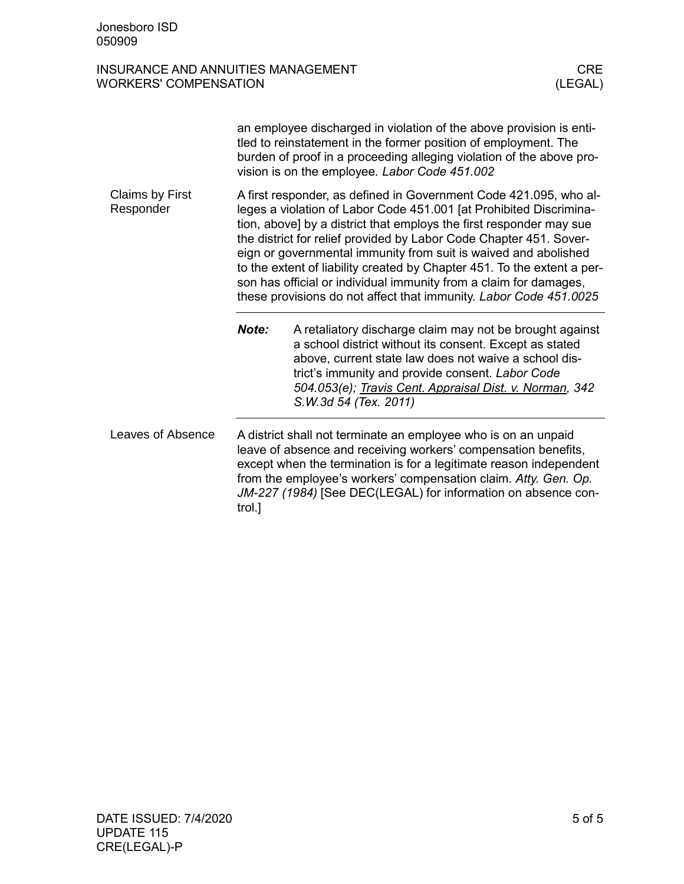an employee discharged in violation of the above provision is entitled to reinstatement in the former position of employment. The burden of proof in a proceeding alleging violation of the above provision is on the employee. *Labor Code 451.002*

### Claims by First Responder

A first responder, as defined in Government Code 421.095, who alleges a violation of Labor Code 451.001 [at Prohibited Discrimination, above] by a district that employs the first responder may sue the district for relief provided by Labor Code Chapter 451. Sovereign or governmental immunity from suit is waived and abolished to the extent of liability created by Chapter 451. To the extent a person has official or individual immunity from a claim for damages, these provisions do not affect that immunity. *Labor Code 451.0025*

---

***Note:*** A retaliatory discharge claim may not be brought against a school district without its consent. Except as stated above, current state law does not waive a school district's immunity and provide consent. *Labor Code 504.053(e); Travis Cent. Appraisal Dist. v. Norman, 342 S.W.3d 54 (Tex. 2011)*

---

### Leaves of Absence

A district shall not terminate an employee who is on an unpaid leave of absence and receiving workers' compensation benefits, except when the termination is for a legitimate reason independent from the employee's workers' compensation claim. *Atty. Gen. Op. JM-227 (1984)* [See DEC(LEGAL) for information on absence control.]